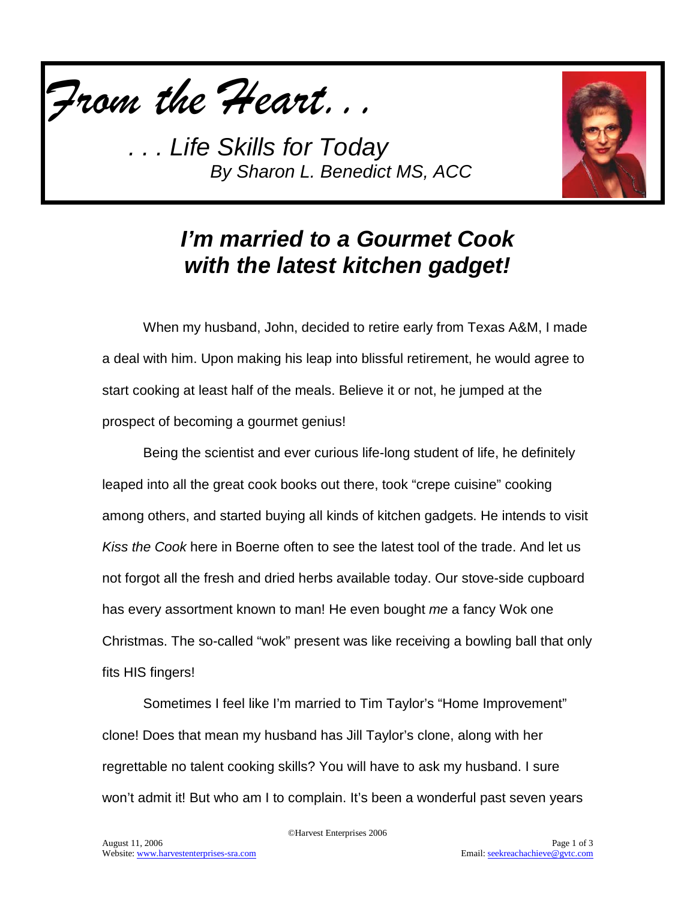*From the Heart. . .*

*. . . Life Skills for Today*
*By Sharon L. Benedict MS, ACC*

# *I'm married to a Gourmet Cook with the latest kitchen gadget!*

When my husband, John, decided to retire early from Texas A&M, I made a deal with him. Upon making his leap into blissful retirement, he would agree to start cooking at least half of the meals. Believe it or not, he jumped at the prospect of becoming a gourmet genius!

Being the scientist and ever curious life-long student of life, he definitely leaped into all the great cook books out there, took "crepe cuisine" cooking among others, and started buying all kinds of kitchen gadgets. He intends to visit *Kiss the Cook* here in Boerne often to see the latest tool of the trade. And let us not forgot all the fresh and dried herbs available today. Our stove-side cupboard has every assortment known to man! He even bought *me* a fancy Wok one Christmas. The so-called "wok" present was like receiving a bowling ball that only fits HIS fingers!

Sometimes I feel like I'm married to Tim Taylor's "Home Improvement" clone! Does that mean my husband has Jill Taylor's clone, along with her regrettable no talent cooking skills? You will have to ask my husband. I sure won't admit it! But who am I to complain. It's been a wonderful past seven years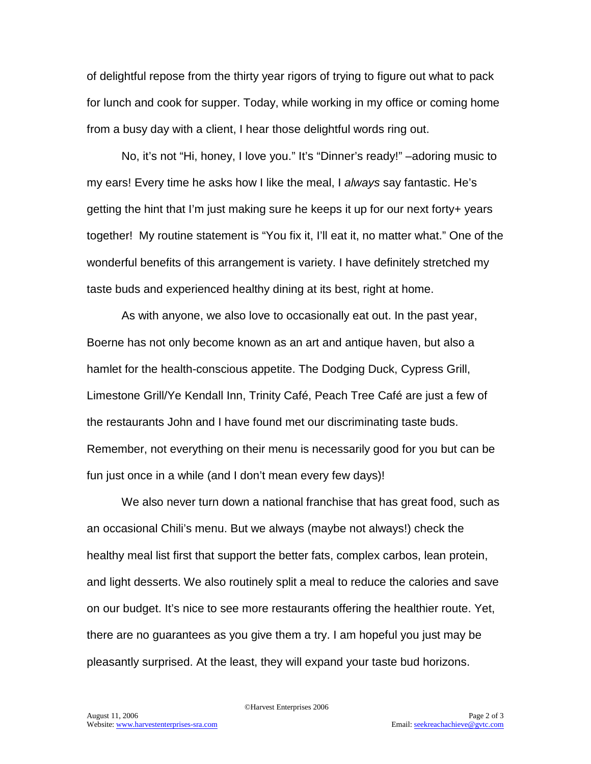of delightful repose from the thirty year rigors of trying to figure out what to pack for lunch and cook for supper. Today, while working in my office or coming home from a busy day with a client, I hear those delightful words ring out.

No, it's not "Hi, honey, I love you." It's "Dinner's ready!" –adoring music to my ears! Every time he asks how I like the meal, I *always* say fantastic. He's getting the hint that I'm just making sure he keeps it up for our next forty+ years together! My routine statement is "You fix it, I'll eat it, no matter what." One of the wonderful benefits of this arrangement is variety. I have definitely stretched my taste buds and experienced healthy dining at its best, right at home.

As with anyone, we also love to occasionally eat out. In the past year, Boerne has not only become known as an art and antique haven, but also a hamlet for the health-conscious appetite. The Dodging Duck, Cypress Grill, Limestone Grill/Ye Kendall Inn, Trinity Café, Peach Tree Café are just a few of the restaurants John and I have found met our discriminating taste buds. Remember, not everything on their menu is necessarily good for you but can be fun just once in a while (and I don't mean every few days)!

We also never turn down a national franchise that has great food, such as an occasional Chili's menu. But we always (maybe not always!) check the healthy meal list first that support the better fats, complex carbos, lean protein, and light desserts. We also routinely split a meal to reduce the calories and save on our budget. It's nice to see more restaurants offering the healthier route. Yet, there are no guarantees as you give them a try. I am hopeful you just may be pleasantly surprised. At the least, they will expand your taste bud horizons.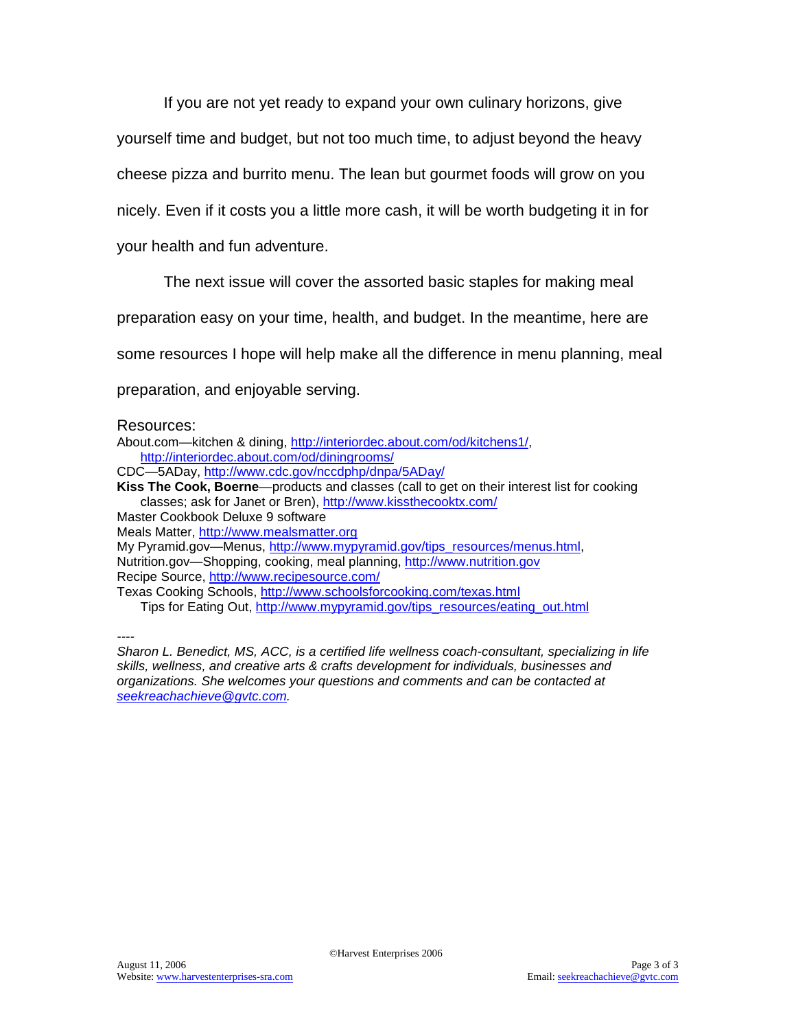If you are not yet ready to expand your own culinary horizons, give yourself time and budget, but not too much time, to adjust beyond the heavy cheese pizza and burrito menu. The lean but gourmet foods will grow on you nicely. Even if it costs you a little more cash, it will be worth budgeting it in for your health and fun adventure.

The next issue will cover the assorted basic staples for making meal preparation easy on your time, health, and budget. In the meantime, here are some resources I hope will help make all the difference in menu planning, meal preparation, and enjoyable serving.

Resources:

About.com—kitchen & dining, http://interiordec.about.com/od/kitchens1/, http://interiordec.about.com/od/diningrooms/
CDC—5ADay, http://www.cdc.gov/nccdphp/dnpa/5ADay/
**Kiss The Cook, Boerne**—products and classes (call to get on their interest list for cooking classes; ask for Janet or Bren), http://www.kissthecooktx.com/
Master Cookbook Deluxe 9 software
Meals Matter, http://www.mealsmatter.org
My Pyramid.gov—Menus, http://www.mypyramid.gov/tips_resources/menus.html,
Nutrition.gov—Shopping, cooking, meal planning, http://www.nutrition.gov
Recipe Source, http://www.recipesource.com/
Texas Cooking Schools, http://www.schoolsforcooking.com/texas.html
Tips for Eating Out, http://www.mypyramid.gov/tips_resources/eating_out.html

----

*Sharon L. Benedict, MS, ACC, is a certified life wellness coach-consultant, specializing in life skills, wellness, and creative arts & crafts development for individuals, businesses and organizations. She welcomes your questions and comments and can be contacted at seekreachachieve@gvtc.com.*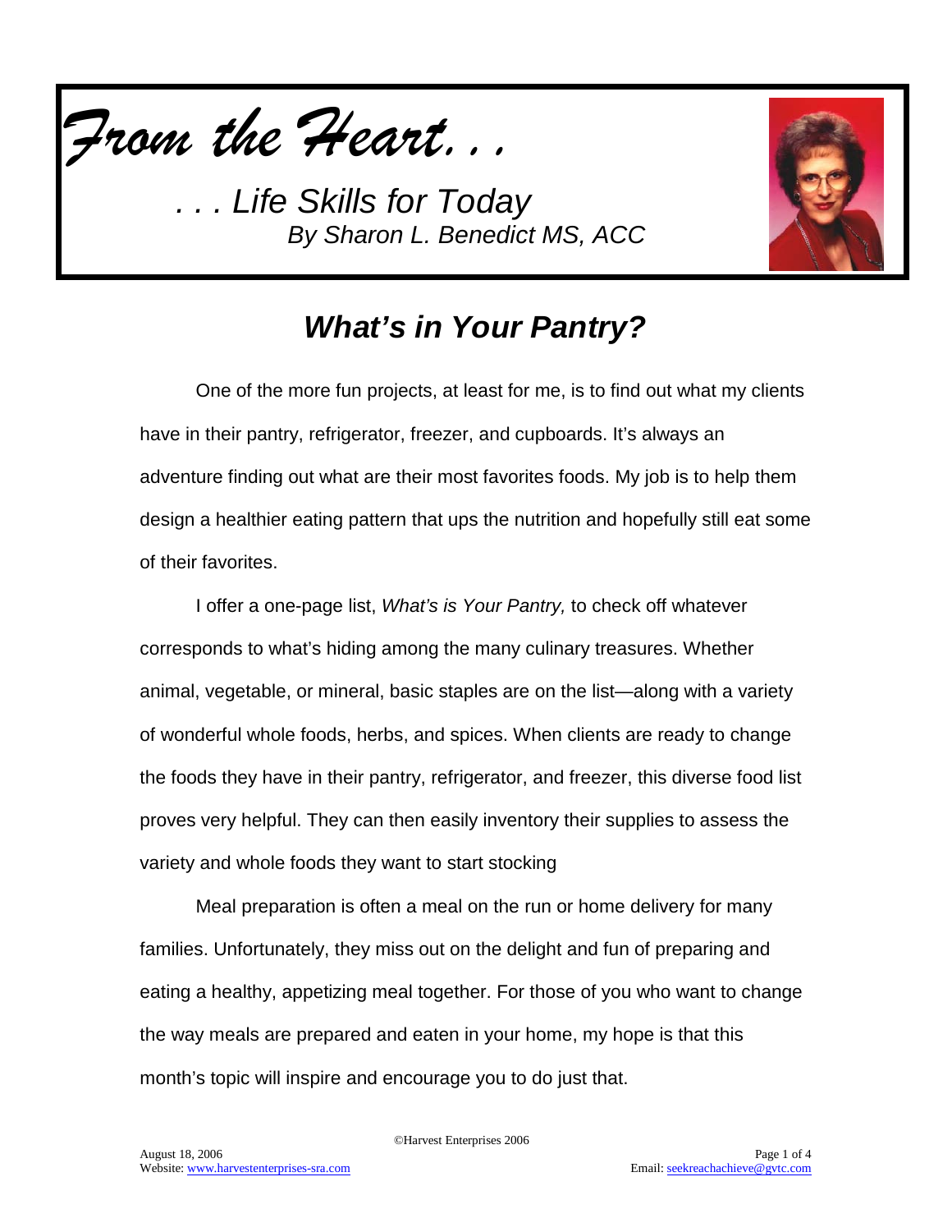*From the Heart. . .*

*. . . Life Skills for Today*
*By Sharon L. Benedict MS, ACC*

## *What's in Your Pantry?*

One of the more fun projects, at least for me, is to find out what my clients have in their pantry, refrigerator, freezer, and cupboards. It's always an adventure finding out what are their most favorites foods. My job is to help them design a healthier eating pattern that ups the nutrition and hopefully still eat some of their favorites.

I offer a one-page list, *What's is Your Pantry,* to check off whatever corresponds to what's hiding among the many culinary treasures. Whether animal, vegetable, or mineral, basic staples are on the list—along with a variety of wonderful whole foods, herbs, and spices. When clients are ready to change the foods they have in their pantry, refrigerator, and freezer, this diverse food list proves very helpful. They can then easily inventory their supplies to assess the variety and whole foods they want to start stocking

Meal preparation is often a meal on the run or home delivery for many families. Unfortunately, they miss out on the delight and fun of preparing and eating a healthy, appetizing meal together. For those of you who want to change the way meals are prepared and eaten in your home, my hope is that this month's topic will inspire and encourage you to do just that.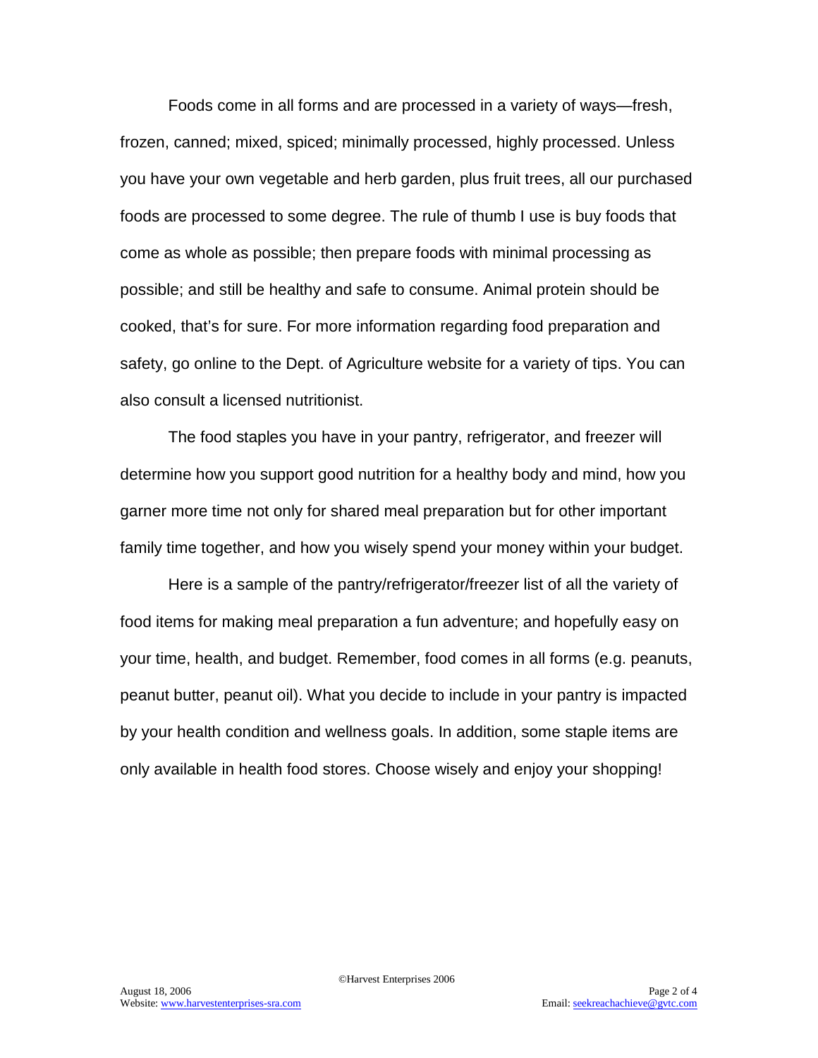Foods come in all forms and are processed in a variety of ways—fresh, frozen, canned; mixed, spiced; minimally processed, highly processed. Unless you have your own vegetable and herb garden, plus fruit trees, all our purchased foods are processed to some degree. The rule of thumb I use is buy foods that come as whole as possible; then prepare foods with minimal processing as possible; and still be healthy and safe to consume. Animal protein should be cooked, that's for sure. For more information regarding food preparation and safety, go online to the Dept. of Agriculture website for a variety of tips. You can also consult a licensed nutritionist.

The food staples you have in your pantry, refrigerator, and freezer will determine how you support good nutrition for a healthy body and mind, how you garner more time not only for shared meal preparation but for other important family time together, and how you wisely spend your money within your budget.

Here is a sample of the pantry/refrigerator/freezer list of all the variety of food items for making meal preparation a fun adventure; and hopefully easy on your time, health, and budget. Remember, food comes in all forms (e.g. peanuts, peanut butter, peanut oil). What you decide to include in your pantry is impacted by your health condition and wellness goals. In addition, some staple items are only available in health food stores. Choose wisely and enjoy your shopping!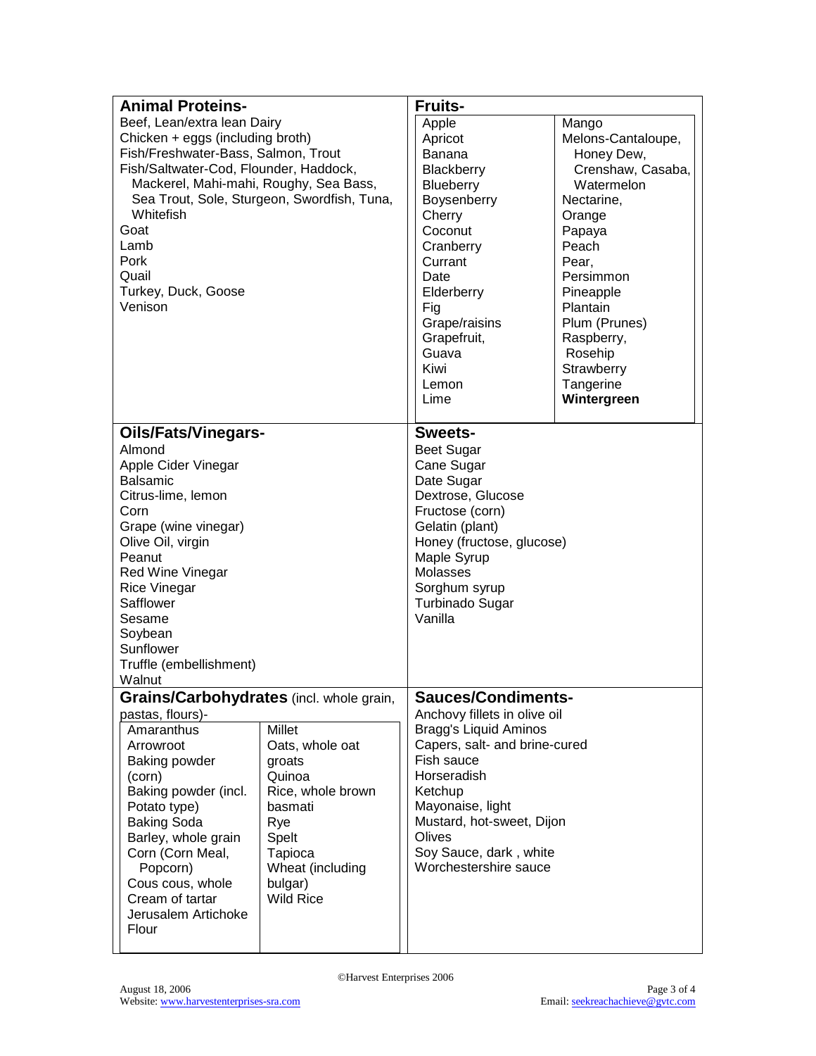## Animal Proteins-

Beef, Lean/extra lean Dairy
Chicken + eggs (including broth)
Fish/Freshwater-Bass, Salmon, Trout
Fish/Saltwater-Cod, Flounder, Haddock, Mackerel, Mahi-mahi, Roughy, Sea Bass, Sea Trout, Sole, Sturgeon, Swordfish, Tuna, Whitefish
Goat
Lamb
Pork
Quail
Turkey, Duck, Goose
Venison

## Fruits-

| | |
|---|---|
| Apple | Mango |
| Apricot | Melons-Cantaloupe, Honey Dew, Crenshaw, Casaba, Watermelon |
| Banana | Nectarine, |
| Blackberry | Orange |
| Blueberry | Papaya |
| Boysenberry | Peach |
| Cherry | Pear, |
| Coconut | Persimmon |
| Cranberry | Pineapple |
| Currant | Plantain |
| Date | Plum (Prunes) |
| Elderberry | Raspberry, |
| Fig | Rosehip |
| Grape/raisins | Strawberry |
| Grapefruit, | Tangerine |
| Guava | **Wintergreen** |
| Kiwi | |
| Lemon | |
| Lime | |

## Oils/Fats/Vinegars-

Almond
Apple Cider Vinegar
Balsamic
Citrus-lime, lemon
Corn
Grape (wine vinegar)
Olive Oil, virgin
Peanut
Red Wine Vinegar
Rice Vinegar
Safflower
Sesame
Soybean
Sunflower
Truffle (embellishment)
Walnut

## Sweets-

Beet Sugar
Cane Sugar
Date Sugar
Dextrose, Glucose
Fructose (corn)
Gelatin (plant)
Honey (fructose, glucose)
Maple Syrup
Molasses
Sorghum syrup
Turbinado Sugar
Vanilla

## Grains/Carbohydrates (incl. whole grain, pastas, flours)-

| | |
|---|---|
| Amaranthus | Millet |
| Arrowroot | Oats, whole oat groats |
| Baking powder (corn) | Quinoa |
| Baking powder (incl. Potato type) | Rice, whole brown basmati |
| Baking Soda | Rye |
| Barley, whole grain | Spelt |
| Corn (Corn Meal, Popcorn) | Tapioca |
| Cous cous, whole | Wheat (including bulgar) |
| Cream of tartar | Wild Rice |
| Jerusalem Artichoke Flour | |

## Sauces/Condiments-

Anchovy fillets in olive oil
Bragg's Liquid Aminos
Capers, salt- and brine-cured
Fish sauce
Horseradish
Ketchup
Mayonaise, light
Mustard, hot-sweet, Dijon
Olives
Soy Sauce, dark , white
Worchestershire sauce

©Harvest Enterprises 2006

August 18, 2006
Website: www.harvestenterprises-sra.com
Email: seekreachachieve@gvtc.com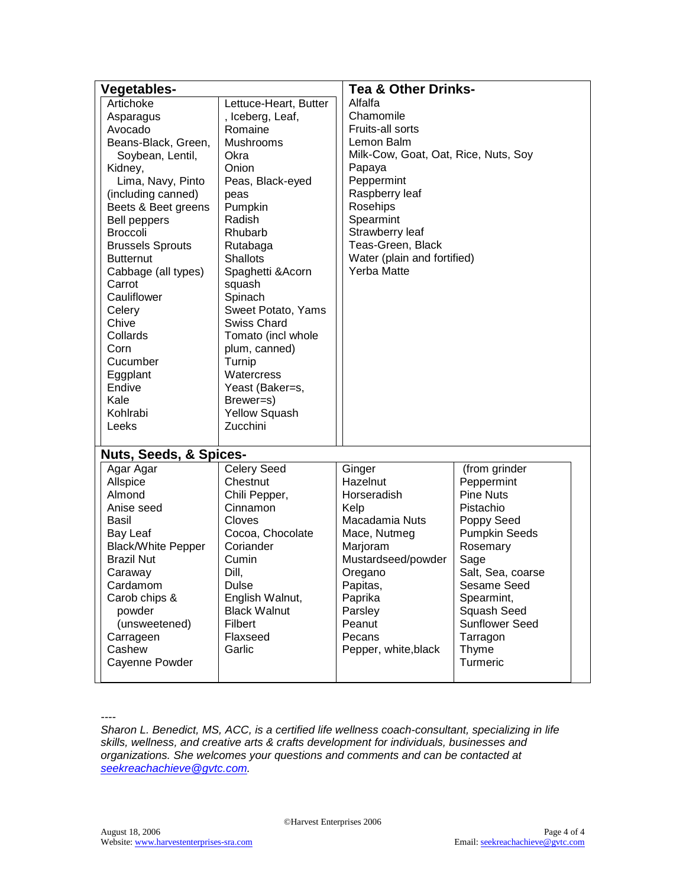| Vegetables- | | Tea & Other Drinks- |
|---|---|---|
| Artichoke | Lettuce-Heart, Butter, Iceberg, Leaf, Romaine | Alfalfa |
| Asparagus | Mushrooms | Chamomile |
| Avocado | Okra | Fruits-all sorts |
| Beans-Black, Green, Soybean, Lentil, Kidney, Lima, Navy, Pinto (including canned) | Onion | Lemon Balm |
| Beets & Beet greens | Peas, Black-eyed peas | Milk-Cow, Goat, Oat, Rice, Nuts, Soy |
| Bell peppers | Pumpkin | Papaya |
| Broccoli | Radish | Peppermint |
| Brussels Sprouts | Rhubarb | Raspberry leaf |
| Butternut | Rutabaga | Rosehips |
| Cabbage (all types) | Shallots | Spearmint |
| Carrot | Spaghetti &Acorn squash | Strawberry leaf |
| Cauliflower | Spinach | Teas-Green, Black |
| Celery | Sweet Potato, Yams | Water (plain and fortified) |
| Chive | Swiss Chard | Yerba Matte |
| Collards | Tomato (incl whole plum, canned) | |
| Corn | Turnip | |
| Cucumber | Watercress | |
| Eggplant | Yeast (Baker=s, Brewer=s) | |
| Endive | Yellow Squash | |
| Kale | Zucchini | |
| Kohlrabi | | |
| Leeks | | |

| Nuts, Seeds, & Spices- | | | |
|---|---|---|---|
| Agar Agar | Celery Seed | Ginger | (from grinder |
| Allspice | Chestnut | Hazelnut | Peppermint |
| Almond | Chili Pepper, | Horseradish | Pine Nuts |
| Anise seed | Cinnamon | Kelp | Pistachio |
| Basil | Cloves | Macadamia Nuts | Poppy Seed |
| Bay Leaf | Cocoa, Chocolate | Mace, Nutmeg | Pumpkin Seeds |
| Black/White Pepper | Coriander | Marjoram | Rosemary |
| Brazil Nut | Cumin | Mustardseed/powder | Sage |
| Caraway | Dill, | Oregano | Salt, Sea, coarse |
| Cardamom | Dulse | Papitas, | Sesame Seed |
| Carob chips & powder (unsweetened) | English Walnut, Black Walnut | Paprika | Spearmint, |
| Carrageen | Filbert | Parsley | Squash Seed |
| Cashew | Flaxseed | Peanut | Sunflower Seed |
| Cayenne Powder | Garlic | Pecans | Tarragon |
| | | Pepper, white,black | Thyme |
| | | | Turmeric |

----

*Sharon L. Benedict, MS, ACC, is a certified life wellness coach-consultant, specializing in life skills, wellness, and creative arts & crafts development for individuals, businesses and organizations. She welcomes your questions and comments and can be contacted at seekreachachieve@gvtc.com.*

©Harvest Enterprises 2006

August 18, 2006

Website: www.harvestenterprises-sra.com

Email: seekreachachieve@gvtc.com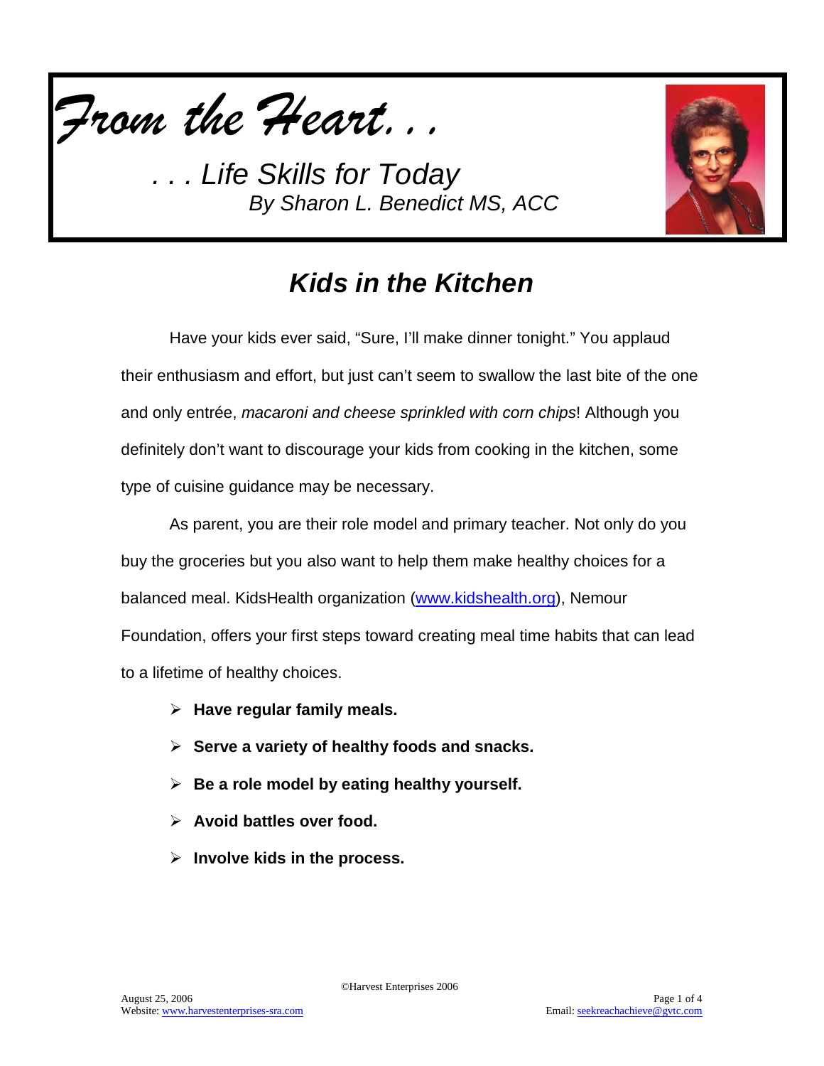# *From the Heart. . .*

*. . . Life Skills for Today*
*By Sharon L. Benedict MS, ACC*

## *Kids in the Kitchen*

Have your kids ever said, "Sure, I'll make dinner tonight." You applaud their enthusiasm and effort, but just can't seem to swallow the last bite of the one and only entrée, *macaroni and cheese sprinkled with corn chips*! Although you definitely don't want to discourage your kids from cooking in the kitchen, some type of cuisine guidance may be necessary.

As parent, you are their role model and primary teacher. Not only do you buy the groceries but you also want to help them make healthy choices for a balanced meal. KidsHealth organization (www.kidshealth.org), Nemour Foundation, offers your first steps toward creating meal time habits that can lead to a lifetime of healthy choices.

- **Have regular family meals.**
- **Serve a variety of healthy foods and snacks.**
- **Be a role model by eating healthy yourself.**
- **Avoid battles over food.**
- **Involve kids in the process.**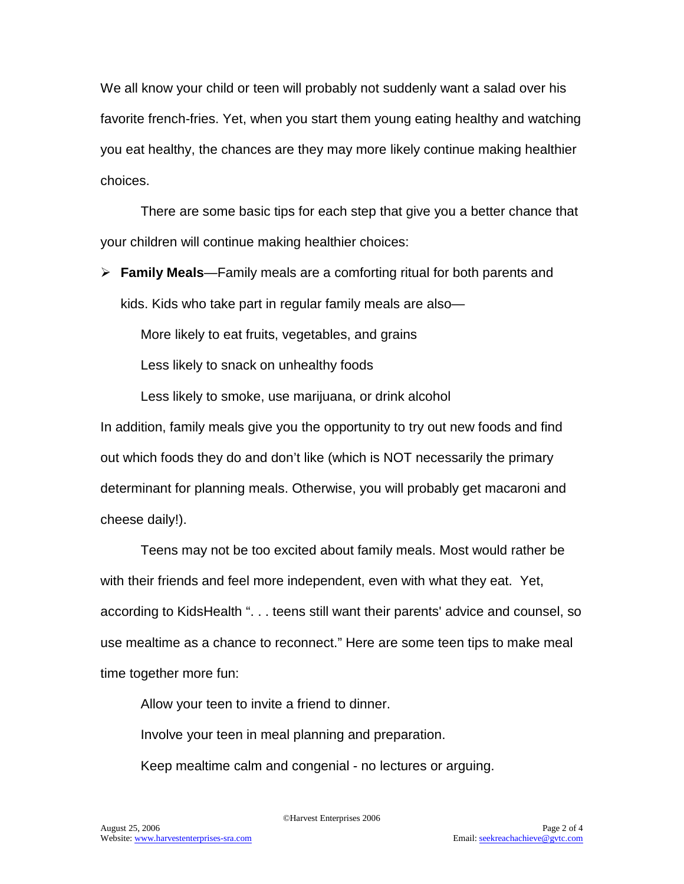We all know your child or teen will probably not suddenly want a salad over his favorite french-fries. Yet, when you start them young eating healthy and watching you eat healthy, the chances are they may more likely continue making healthier choices.

There are some basic tips for each step that give you a better chance that your children will continue making healthier choices:

- **Family Meals**—Family meals are a comforting ritual for both parents and kids. Kids who take part in regular family meals are also—

  More likely to eat fruits, vegetables, and grains

  Less likely to snack on unhealthy foods

  Less likely to smoke, use marijuana, or drink alcohol

In addition, family meals give you the opportunity to try out new foods and find out which foods they do and don't like (which is NOT necessarily the primary determinant for planning meals. Otherwise, you will probably get macaroni and cheese daily!).

Teens may not be too excited about family meals. Most would rather be with their friends and feel more independent, even with what they eat. Yet, according to KidsHealth ". . . teens still want their parents' advice and counsel, so use mealtime as a chance to reconnect." Here are some teen tips to make meal time together more fun:

Allow your teen to invite a friend to dinner.

Involve your teen in meal planning and preparation.

Keep mealtime calm and congenial - no lectures or arguing.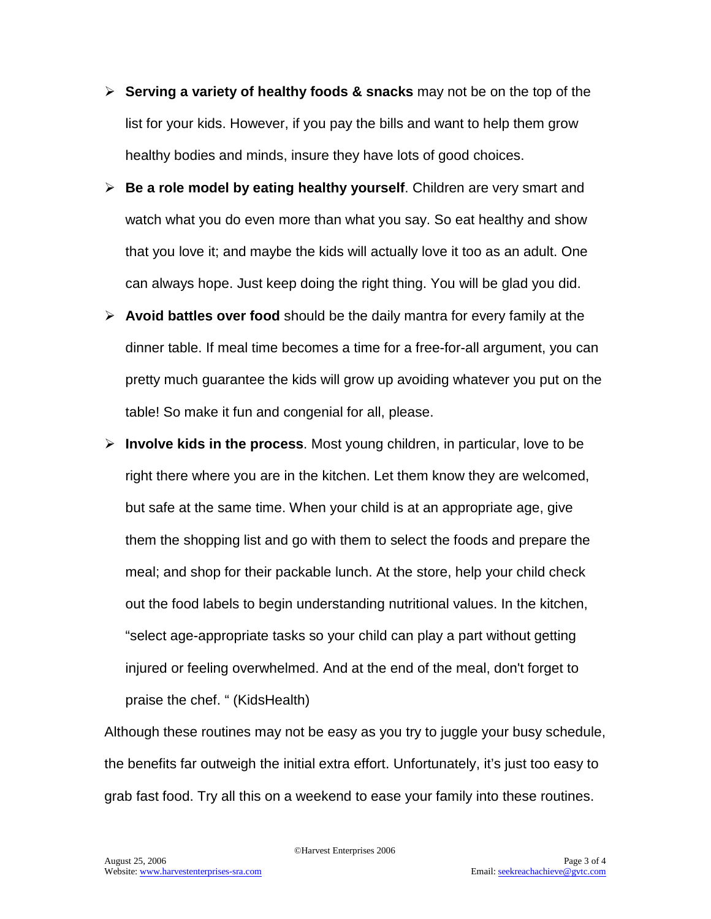- **Serving a variety of healthy foods & snacks** may not be on the top of the list for your kids. However, if you pay the bills and want to help them grow healthy bodies and minds, insure they have lots of good choices.
- **Be a role model by eating healthy yourself**. Children are very smart and watch what you do even more than what you say. So eat healthy and show that you love it; and maybe the kids will actually love it too as an adult. One can always hope. Just keep doing the right thing. You will be glad you did.
- **Avoid battles over food** should be the daily mantra for every family at the dinner table. If meal time becomes a time for a free-for-all argument, you can pretty much guarantee the kids will grow up avoiding whatever you put on the table! So make it fun and congenial for all, please.
- **Involve kids in the process**. Most young children, in particular, love to be right there where you are in the kitchen. Let them know they are welcomed, but safe at the same time. When your child is at an appropriate age, give them the shopping list and go with them to select the foods and prepare the meal; and shop for their packable lunch. At the store, help your child check out the food labels to begin understanding nutritional values. In the kitchen, "select age-appropriate tasks so your child can play a part without getting injured or feeling overwhelmed. And at the end of the meal, don't forget to praise the chef. " (KidsHealth)

Although these routines may not be easy as you try to juggle your busy schedule, the benefits far outweigh the initial extra effort. Unfortunately, it's just too easy to grab fast food. Try all this on a weekend to ease your family into these routines.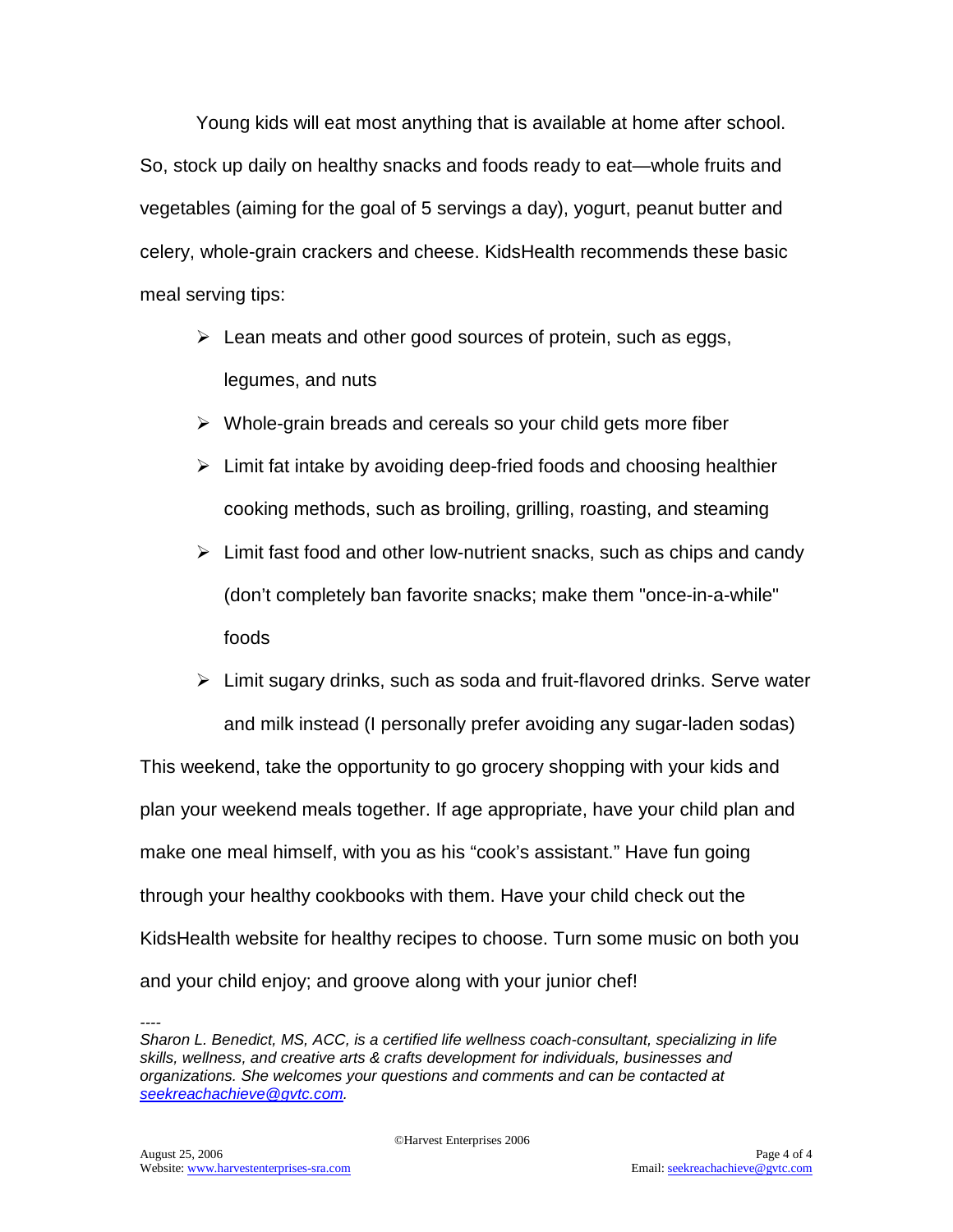Young kids will eat most anything that is available at home after school. So, stock up daily on healthy snacks and foods ready to eat—whole fruits and vegetables (aiming for the goal of 5 servings a day), yogurt, peanut butter and celery, whole-grain crackers and cheese. KidsHealth recommends these basic meal serving tips:

- Lean meats and other good sources of protein, such as eggs, legumes, and nuts
- Whole-grain breads and cereals so your child gets more fiber
- Limit fat intake by avoiding deep-fried foods and choosing healthier cooking methods, such as broiling, grilling, roasting, and steaming
- Limit fast food and other low-nutrient snacks, such as chips and candy (don't completely ban favorite snacks; make them "once-in-a-while" foods
- Limit sugary drinks, such as soda and fruit-flavored drinks. Serve water and milk instead (I personally prefer avoiding any sugar-laden sodas)

This weekend, take the opportunity to go grocery shopping with your kids and plan your weekend meals together. If age appropriate, have your child plan and make one meal himself, with you as his "cook's assistant." Have fun going through your healthy cookbooks with them. Have your child check out the KidsHealth website for healthy recipes to choose. Turn some music on both you and your child enjoy; and groove along with your junior chef!

----

*Sharon L. Benedict, MS, ACC, is a certified life wellness coach-consultant, specializing in life skills, wellness, and creative arts & crafts development for individuals, businesses and organizations. She welcomes your questions and comments and can be contacted at [seekreachachieve@gvtc.com](mailto:seekreachachieve@gvtc.com).*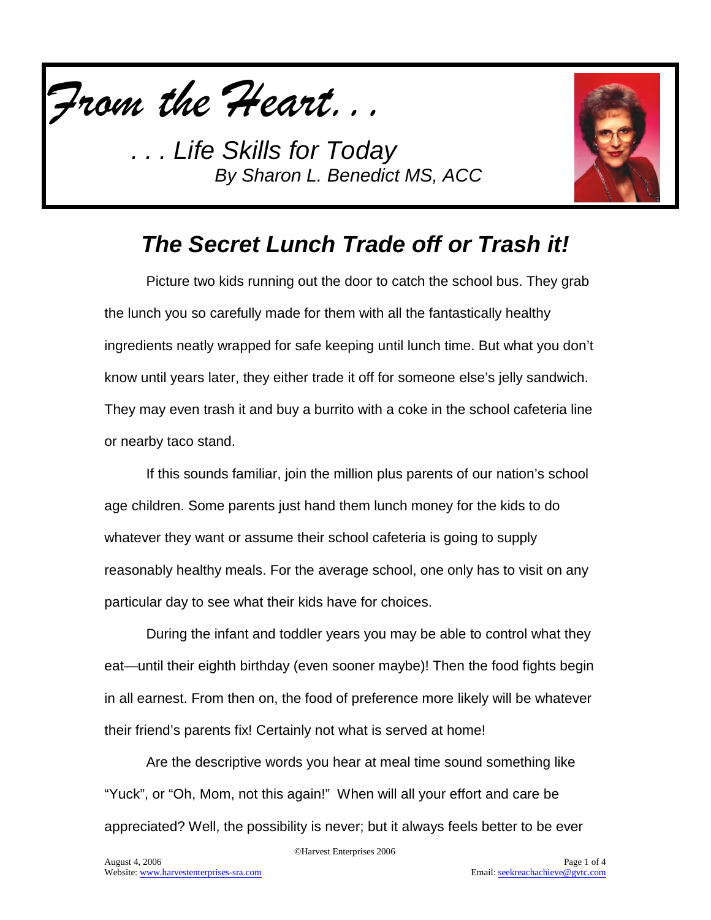*From the Heart. . .*

*. . . Life Skills for Today*
*By Sharon L. Benedict MS, ACC*

## *The Secret Lunch Trade off or Trash it!*

Picture two kids running out the door to catch the school bus. They grab the lunch you so carefully made for them with all the fantastically healthy ingredients neatly wrapped for safe keeping until lunch time. But what you don't know until years later, they either trade it off for someone else's jelly sandwich. They may even trash it and buy a burrito with a coke in the school cafeteria line or nearby taco stand.

If this sounds familiar, join the million plus parents of our nation's school age children. Some parents just hand them lunch money for the kids to do whatever they want or assume their school cafeteria is going to supply reasonably healthy meals. For the average school, one only has to visit on any particular day to see what their kids have for choices.

During the infant and toddler years you may be able to control what they eat—until their eighth birthday (even sooner maybe)! Then the food fights begin in all earnest. From then on, the food of preference more likely will be whatever their friend's parents fix! Certainly not what is served at home!

Are the descriptive words you hear at meal time sound something like "Yuck", or "Oh, Mom, not this again!" When will all your effort and care be appreciated? Well, the possibility is never; but it always feels better to be ever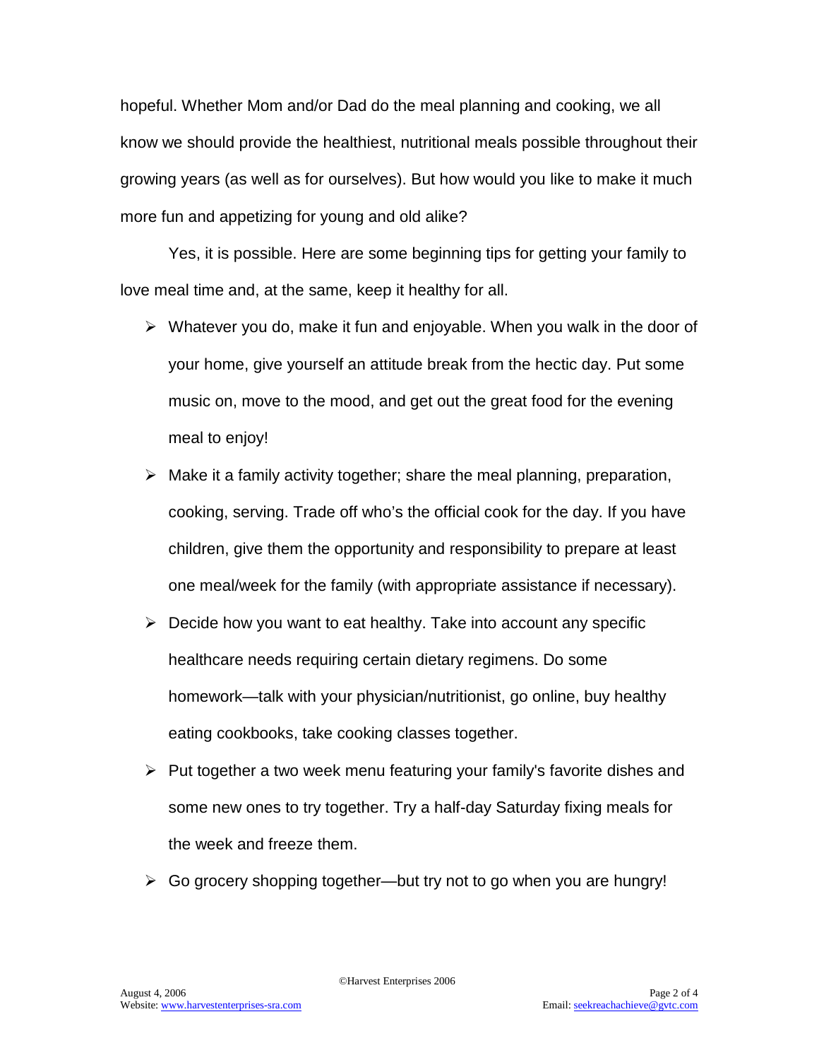hopeful. Whether Mom and/or Dad do the meal planning and cooking, we all know we should provide the healthiest, nutritional meals possible throughout their growing years (as well as for ourselves). But how would you like to make it much more fun and appetizing for young and old alike?

Yes, it is possible. Here are some beginning tips for getting your family to love meal time and, at the same, keep it healthy for all.

- Whatever you do, make it fun and enjoyable. When you walk in the door of your home, give yourself an attitude break from the hectic day. Put some music on, move to the mood, and get out the great food for the evening meal to enjoy!
- Make it a family activity together; share the meal planning, preparation, cooking, serving. Trade off who's the official cook for the day. If you have children, give them the opportunity and responsibility to prepare at least one meal/week for the family (with appropriate assistance if necessary).
- Decide how you want to eat healthy. Take into account any specific healthcare needs requiring certain dietary regimens. Do some homework—talk with your physician/nutritionist, go online, buy healthy eating cookbooks, take cooking classes together.
- Put together a two week menu featuring your family's favorite dishes and some new ones to try together. Try a half-day Saturday fixing meals for the week and freeze them.
- Go grocery shopping together—but try not to go when you are hungry!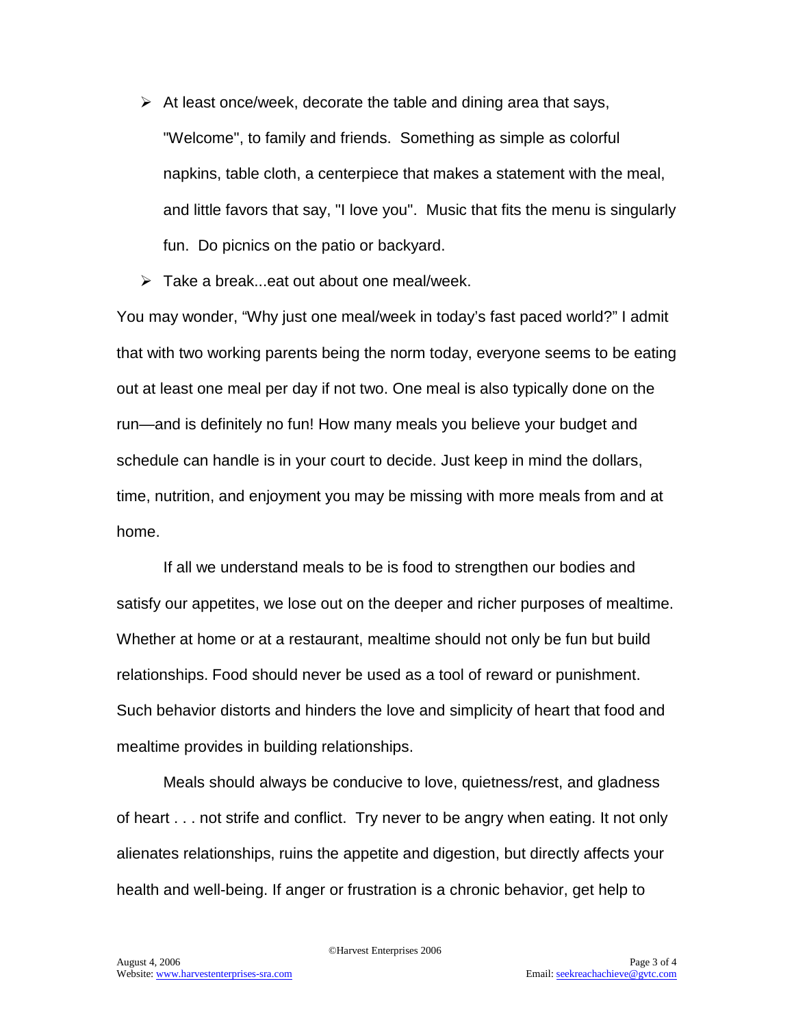- At least once/week, decorate the table and dining area that says, "Welcome", to family and friends. Something as simple as colorful napkins, table cloth, a centerpiece that makes a statement with the meal, and little favors that say, "I love you". Music that fits the menu is singularly fun. Do picnics on the patio or backyard.
- Take a break...eat out about one meal/week.

You may wonder, "Why just one meal/week in today's fast paced world?" I admit that with two working parents being the norm today, everyone seems to be eating out at least one meal per day if not two. One meal is also typically done on the run—and is definitely no fun! How many meals you believe your budget and schedule can handle is in your court to decide. Just keep in mind the dollars, time, nutrition, and enjoyment you may be missing with more meals from and at home.

If all we understand meals to be is food to strengthen our bodies and satisfy our appetites, we lose out on the deeper and richer purposes of mealtime. Whether at home or at a restaurant, mealtime should not only be fun but build relationships. Food should never be used as a tool of reward or punishment. Such behavior distorts and hinders the love and simplicity of heart that food and mealtime provides in building relationships.

Meals should always be conducive to love, quietness/rest, and gladness of heart . . . not strife and conflict. Try never to be angry when eating. It not only alienates relationships, ruins the appetite and digestion, but directly affects your health and well-being. If anger or frustration is a chronic behavior, get help to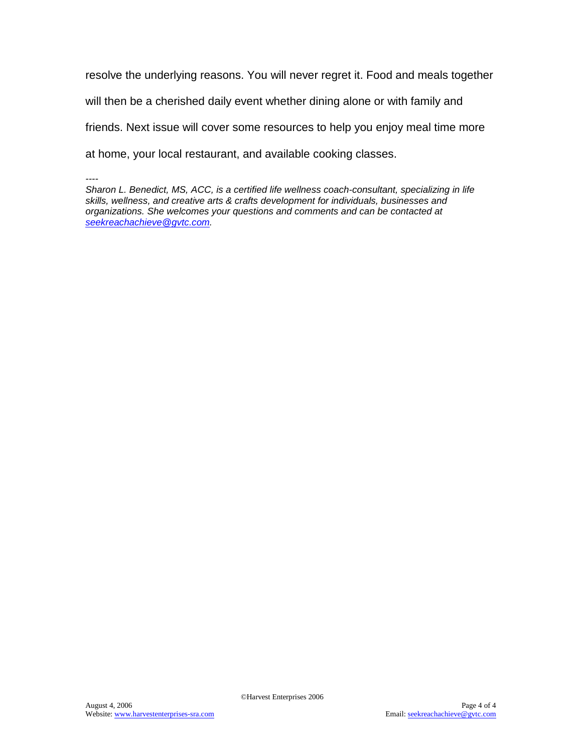resolve the underlying reasons. You will never regret it. Food and meals together will then be a cherished daily event whether dining alone or with family and friends. Next issue will cover some resources to help you enjoy meal time more at home, your local restaurant, and available cooking classes.

----

*Sharon L. Benedict, MS, ACC, is a certified life wellness coach-consultant, specializing in life skills, wellness, and creative arts & crafts development for individuals, businesses and organizations. She welcomes your questions and comments and can be contacted at seekreachachieve@gvtc.com.*